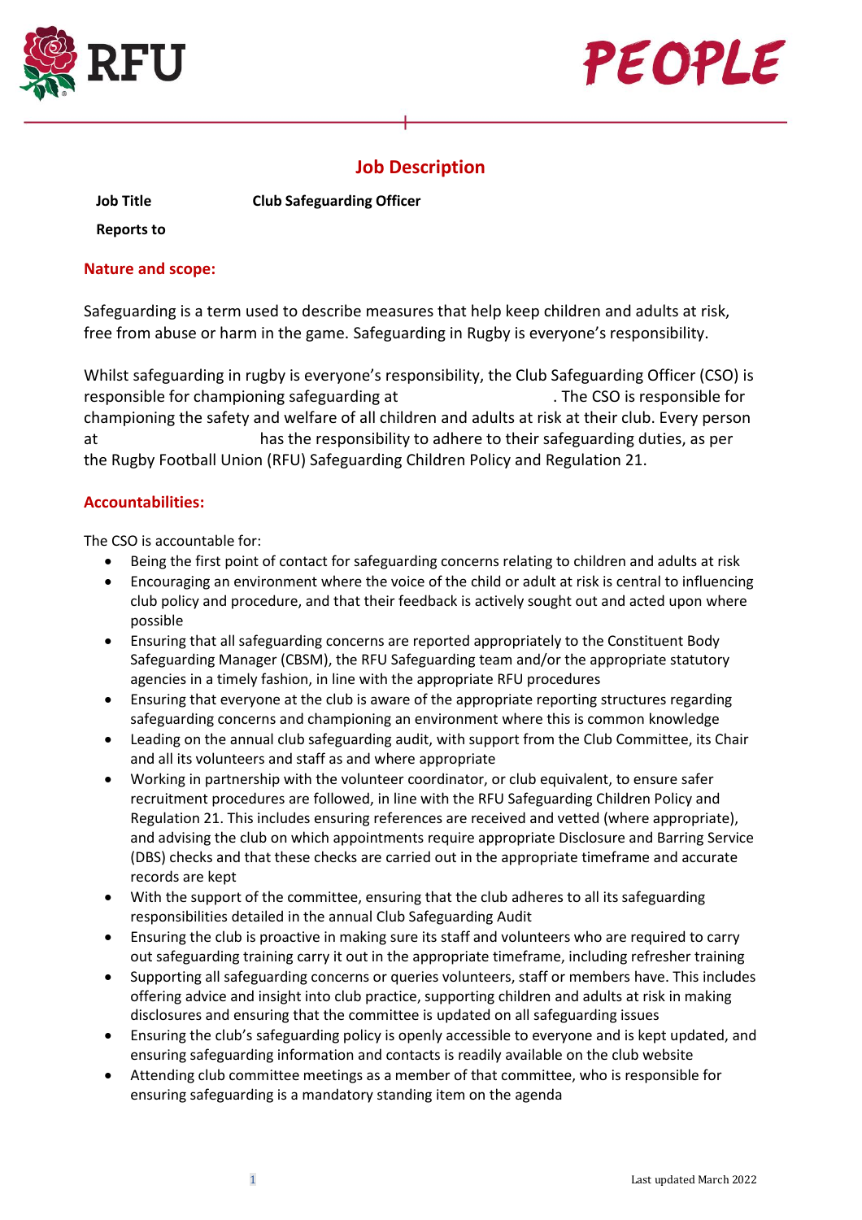# Job Description

| **Job Title** | **Club Safeguarding Officer** |
| --- | --- |
| **Reports to** | |

## Nature and scope:

Safeguarding is a term used to describe measures that help keep children and adults at risk, free from abuse or harm in the game. Safeguarding in Rugby is everyone's responsibility.

Whilst safeguarding in rugby is everyone's responsibility, the Club Safeguarding Officer (CSO) is responsible for championing safeguarding at . The CSO is responsible for championing the safety and welfare of all children and adults at risk at their club. Every person at has the responsibility to adhere to their safeguarding duties, as per the Rugby Football Union (RFU) Safeguarding Children Policy and Regulation 21.

## Accountabilities:

The CSO is accountable for:

- Being the first point of contact for safeguarding concerns relating to children and adults at risk
- Encouraging an environment where the voice of the child or adult at risk is central to influencing club policy and procedure, and that their feedback is actively sought out and acted upon where possible
- Ensuring that all safeguarding concerns are reported appropriately to the Constituent Body Safeguarding Manager (CBSM), the RFU Safeguarding team and/or the appropriate statutory agencies in a timely fashion, in line with the appropriate RFU procedures
- Ensuring that everyone at the club is aware of the appropriate reporting structures regarding safeguarding concerns and championing an environment where this is common knowledge
- Leading on the annual club safeguarding audit, with support from the Club Committee, its Chair and all its volunteers and staff as and where appropriate
- Working in partnership with the volunteer coordinator, or club equivalent, to ensure safer recruitment procedures are followed, in line with the RFU Safeguarding Children Policy and Regulation 21. This includes ensuring references are received and vetted (where appropriate), and advising the club on which appointments require appropriate Disclosure and Barring Service (DBS) checks and that these checks are carried out in the appropriate timeframe and accurate records are kept
- With the support of the committee, ensuring that the club adheres to all its safeguarding responsibilities detailed in the annual Club Safeguarding Audit
- Ensuring the club is proactive in making sure its staff and volunteers who are required to carry out safeguarding training carry it out in the appropriate timeframe, including refresher training
- Supporting all safeguarding concerns or queries volunteers, staff or members have. This includes offering advice and insight into club practice, supporting children and adults at risk in making disclosures and ensuring that the committee is updated on all safeguarding issues
- Ensuring the club's safeguarding policy is openly accessible to everyone and is kept updated, and ensuring safeguarding information and contacts is readily available on the club website
- Attending club committee meetings as a member of that committee, who is responsible for ensuring safeguarding is a mandatory standing item on the agenda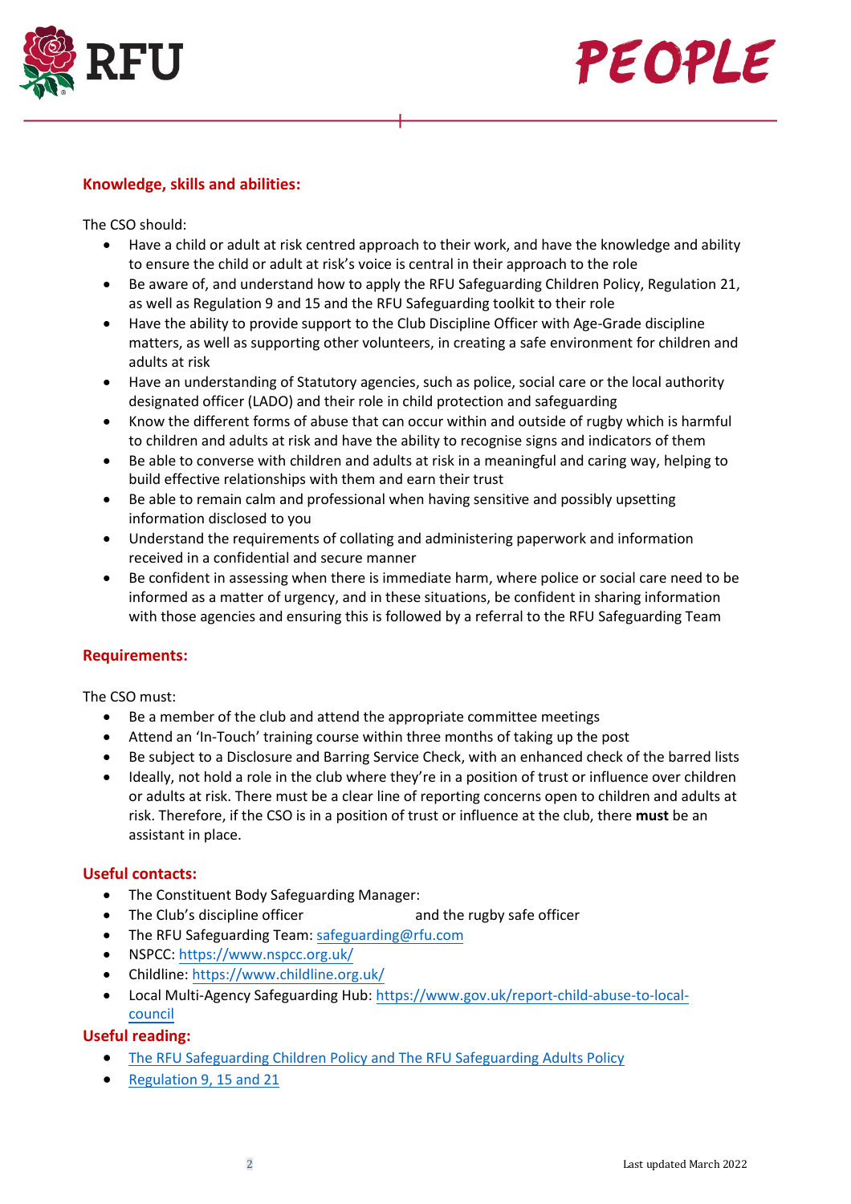### Knowledge, skills and abilities:

The CSO should:

- Have a child or adult at risk centred approach to their work, and have the knowledge and ability to ensure the child or adult at risk's voice is central in their approach to the role
- Be aware of, and understand how to apply the RFU Safeguarding Children Policy, Regulation 21, as well as Regulation 9 and 15 and the RFU Safeguarding toolkit to their role
- Have the ability to provide support to the Club Discipline Officer with Age-Grade discipline matters, as well as supporting other volunteers, in creating a safe environment for children and adults at risk
- Have an understanding of Statutory agencies, such as police, social care or the local authority designated officer (LADO) and their role in child protection and safeguarding
- Know the different forms of abuse that can occur within and outside of rugby which is harmful to children and adults at risk and have the ability to recognise signs and indicators of them
- Be able to converse with children and adults at risk in a meaningful and caring way, helping to build effective relationships with them and earn their trust
- Be able to remain calm and professional when having sensitive and possibly upsetting information disclosed to you
- Understand the requirements of collating and administering paperwork and information received in a confidential and secure manner
- Be confident in assessing when there is immediate harm, where police or social care need to be informed as a matter of urgency, and in these situations, be confident in sharing information with those agencies and ensuring this is followed by a referral to the RFU Safeguarding Team

### Requirements:

The CSO must:

- Be a member of the club and attend the appropriate committee meetings
- Attend an 'In-Touch' training course within three months of taking up the post
- Be subject to a Disclosure and Barring Service Check, with an enhanced check of the barred lists
- Ideally, not hold a role in the club where they're in a position of trust or influence over children or adults at risk. There must be a clear line of reporting concerns open to children and adults at risk. Therefore, if the CSO is in a position of trust or influence at the club, there **must** be an assistant in place.

### Useful contacts:

- The Constituent Body Safeguarding Manager:
- The Club's discipline officer and the rugby safe officer
- The RFU Safeguarding Team: safeguarding@rfu.com
- NSPCC: https://www.nspcc.org.uk/
- Childline: https://www.childline.org.uk/
- Local Multi-Agency Safeguarding Hub: https://www.gov.uk/report-child-abuse-to-local-council

### Useful reading:

- The RFU Safeguarding Children Policy and The RFU Safeguarding Adults Policy
- Regulation 9, 15 and 21

Last updated March 2022